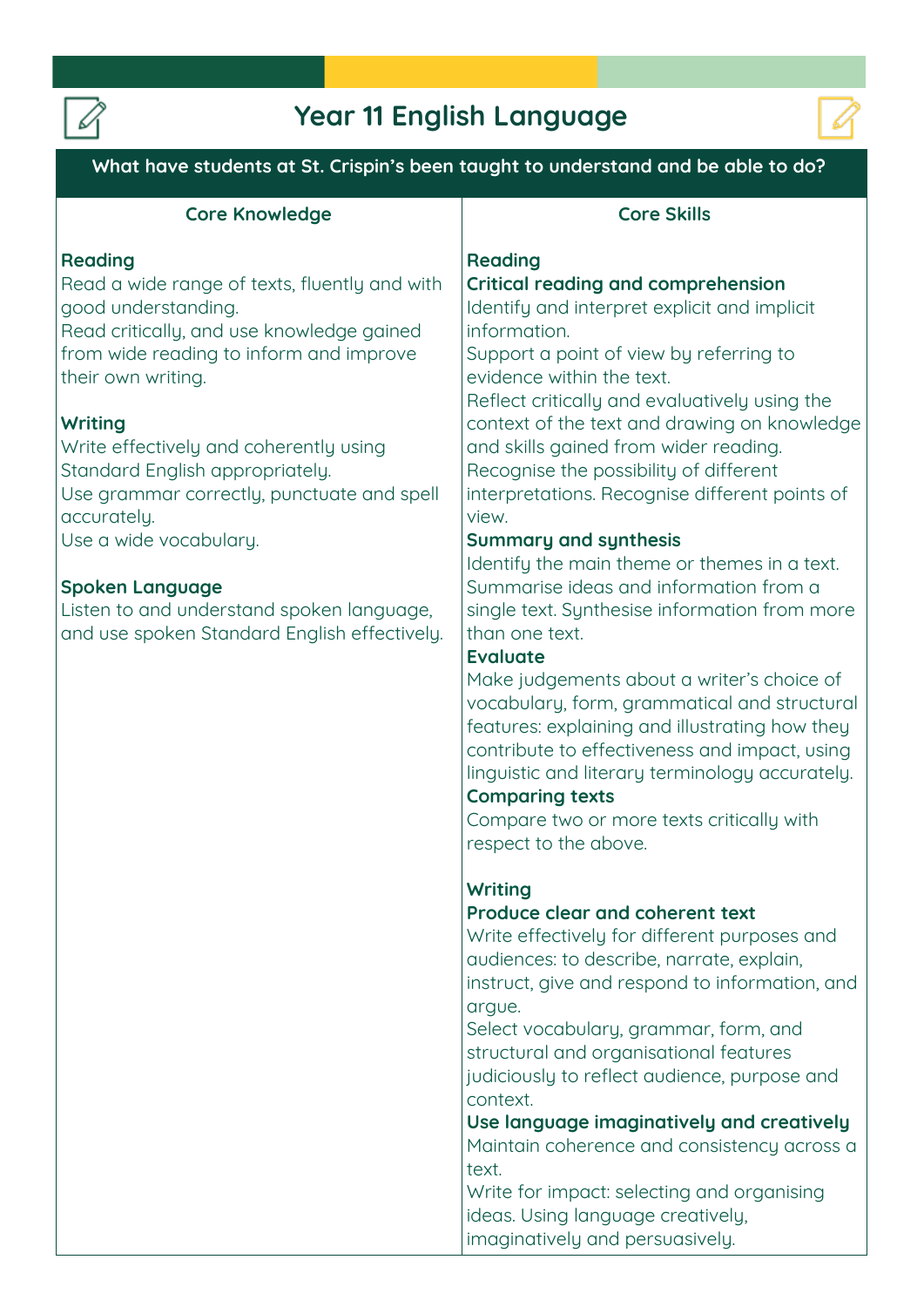# Year 11 English Language

**What have students at St. Crispin's been taught to understand and be able to do?**

## Core Knowledge

### Reading

Read a wide range of texts, fluently and with good understanding.
Read critically, and use knowledge gained from wide reading to inform and improve their own writing.

### Writing

Write effectively and coherently using Standard English appropriately.
Use grammar correctly, punctuate and spell accurately.
Use a wide vocabulary.

### Spoken Language

Listen to and understand spoken language, and use spoken Standard English effectively.

## Core Skills

### Reading

**Critical reading and comprehension**

Identify and interpret explicit and implicit information.
Support a point of view by referring to evidence within the text.
Reflect critically and evaluatively using the context of the text and drawing on knowledge and skills gained from wider reading.
Recognise the possibility of different interpretations. Recognise different points of view.

**Summary and synthesis**

Identify the main theme or themes in a text.
Summarise ideas and information from a single text. Synthesise information from more than one text.

**Evaluate**

Make judgements about a writer's choice of vocabulary, form, grammatical and structural features: explaining and illustrating how they contribute to effectiveness and impact, using linguistic and literary terminology accurately.

**Comparing texts**

Compare two or more texts critically with respect to the above.

### Writing

**Produce clear and coherent text**

Write effectively for different purposes and audiences: to describe, narrate, explain, instruct, give and respond to information, and argue.
Select vocabulary, grammar, form, and structural and organisational features judiciously to reflect audience, purpose and context.

**Use language imaginatively and creatively**

Maintain coherence and consistency across a text.
Write for impact: selecting and organising ideas. Using language creatively, imaginatively and persuasively.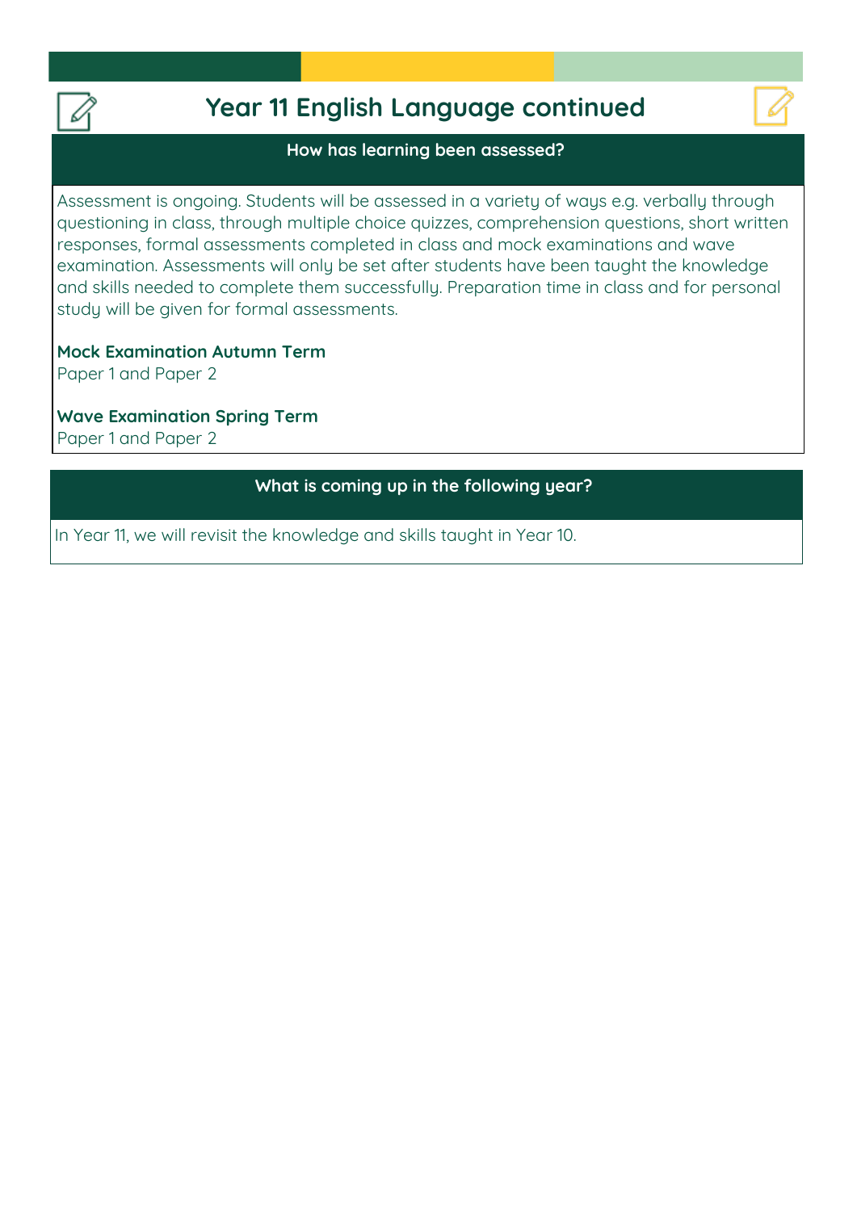# Year 11 English Language continued

## How has learning been assessed?

Assessment is ongoing. Students will be assessed in a variety of ways e.g. verbally through questioning in class, through multiple choice quizzes, comprehension questions, short written responses, formal assessments completed in class and mock examinations and wave examination. Assessments will only be set after students have been taught the knowledge and skills needed to complete them successfully. Preparation time in class and for personal study will be given for formal assessments.

**Mock Examination Autumn Term**
Paper 1 and Paper 2

**Wave Examination Spring Term**
Paper 1 and Paper 2

## What is coming up in the following year?

In Year 11, we will revisit the knowledge and skills taught in Year 10.